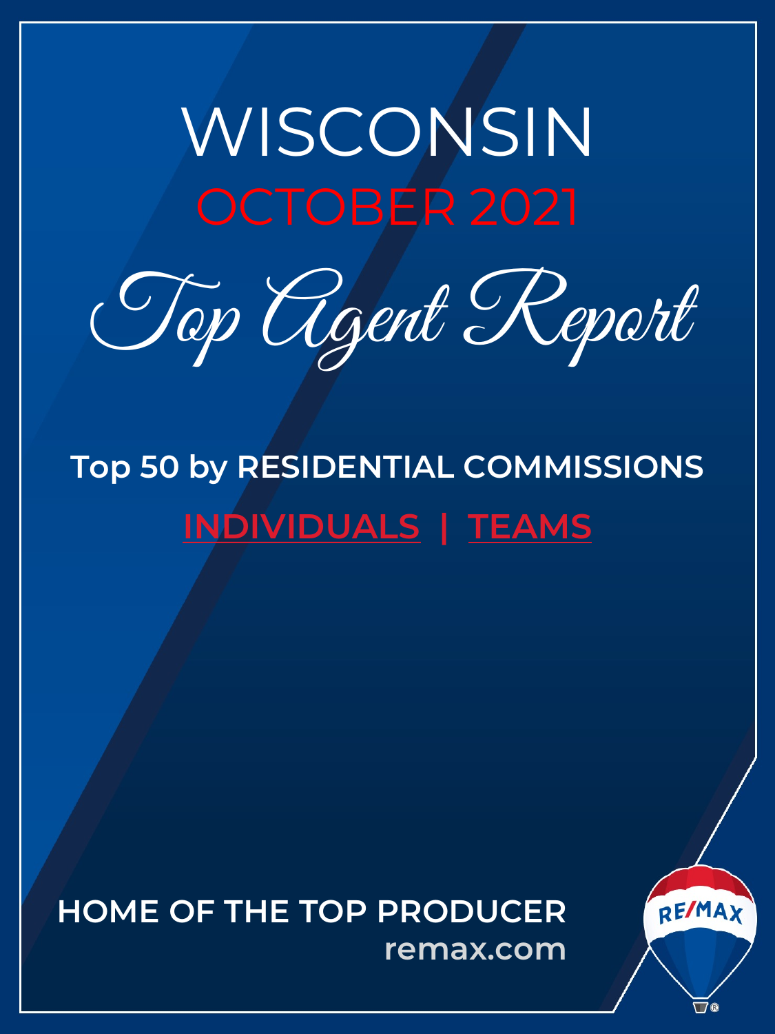# WISCONSIN

## OCTOBER 2021

# *Top Agent Report*

**Top 50 by RESIDENTIAL COMMISSIONS**

**INDIVIDUALS | TEAMS**

**HOME OF THE TOP PRODUCER**

**remax.com**

RE/MAX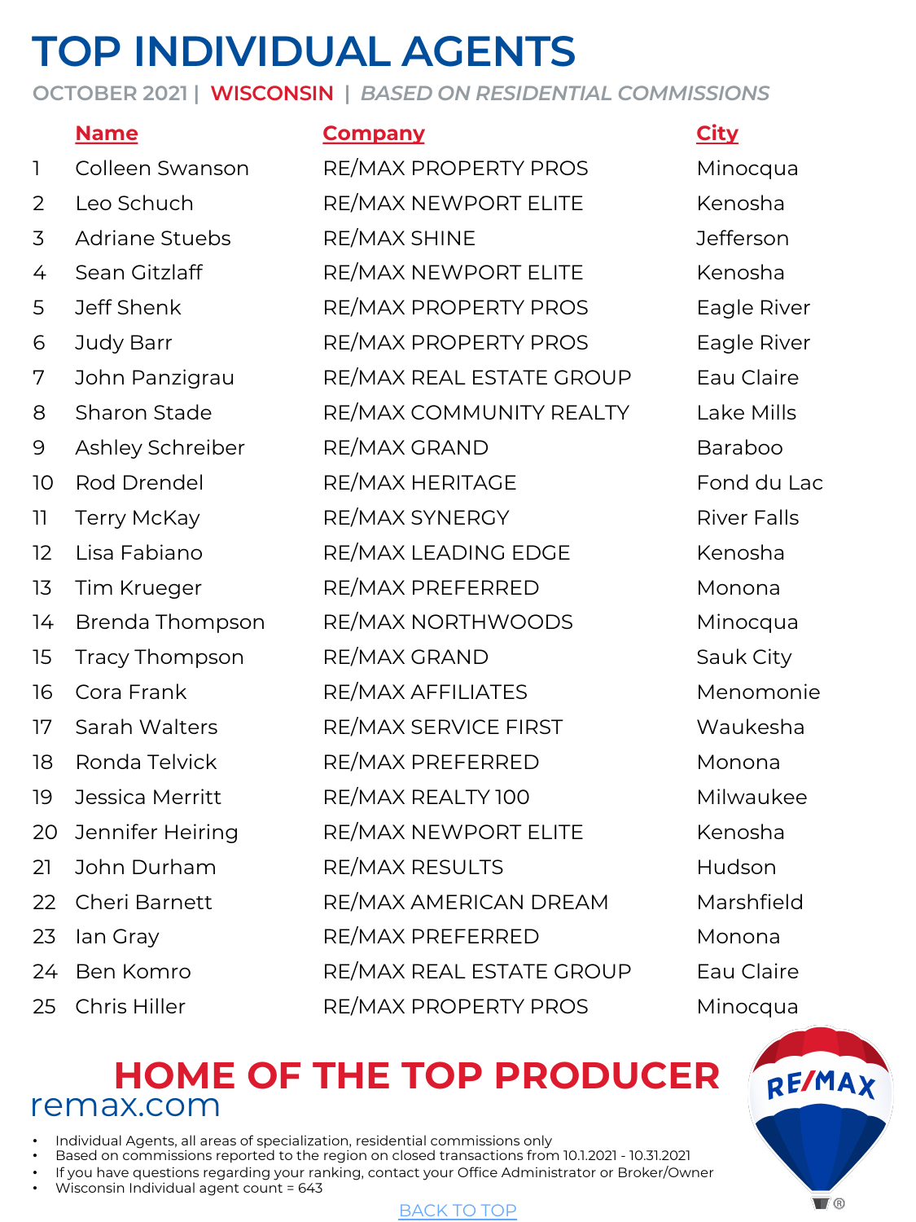# TOP INDIVIDUAL AGENTS

OCTOBER 2021 | WISCONSIN | *BASED ON RESIDENTIAL COMMISSIONS*

| | Name | Company | City |
|---|---|---|---|
| 1 | Colleen Swanson | RE/MAX PROPERTY PROS | Minocqua |
| 2 | Leo Schuch | RE/MAX NEWPORT ELITE | Kenosha |
| 3 | Adriane Stuebs | RE/MAX SHINE | Jefferson |
| 4 | Sean Gitzlaff | RE/MAX NEWPORT ELITE | Kenosha |
| 5 | Jeff Shenk | RE/MAX PROPERTY PROS | Eagle River |
| 6 | Judy Barr | RE/MAX PROPERTY PROS | Eagle River |
| 7 | John Panzigrau | RE/MAX REAL ESTATE GROUP | Eau Claire |
| 8 | Sharon Stade | RE/MAX COMMUNITY REALTY | Lake Mills |
| 9 | Ashley Schreiber | RE/MAX GRAND | Baraboo |
| 10 | Rod Drendel | RE/MAX HERITAGE | Fond du Lac |
| 11 | Terry McKay | RE/MAX SYNERGY | River Falls |
| 12 | Lisa Fabiano | RE/MAX LEADING EDGE | Kenosha |
| 13 | Tim Krueger | RE/MAX PREFERRED | Monona |
| 14 | Brenda Thompson | RE/MAX NORTHWOODS | Minocqua |
| 15 | Tracy Thompson | RE/MAX GRAND | Sauk City |
| 16 | Cora Frank | RE/MAX AFFILIATES | Menomonie |
| 17 | Sarah Walters | RE/MAX SERVICE FIRST | Waukesha |
| 18 | Ronda Telvick | RE/MAX PREFERRED | Monona |
| 19 | Jessica Merritt | RE/MAX REALTY 100 | Milwaukee |
| 20 | Jennifer Heiring | RE/MAX NEWPORT ELITE | Kenosha |
| 21 | John Durham | RE/MAX RESULTS | Hudson |
| 22 | Cheri Barnett | RE/MAX AMERICAN DREAM | Marshfield |
| 23 | Ian Gray | RE/MAX PREFERRED | Monona |
| 24 | Ben Komro | RE/MAX REAL ESTATE GROUP | Eau Claire |
| 25 | Chris Hiller | RE/MAX PROPERTY PROS | Minocqua |

## HOME OF THE TOP PRODUCER

remax.com

- Individual Agents, all areas of specialization, residential commissions only
- Based on commissions reported to the region on closed transactions from 10.1.2021 - 10.31.2021
- If you have questions regarding your ranking, contact your Office Administrator or Broker/Owner
- Wisconsin Individual agent count = 643

BACK TO TOP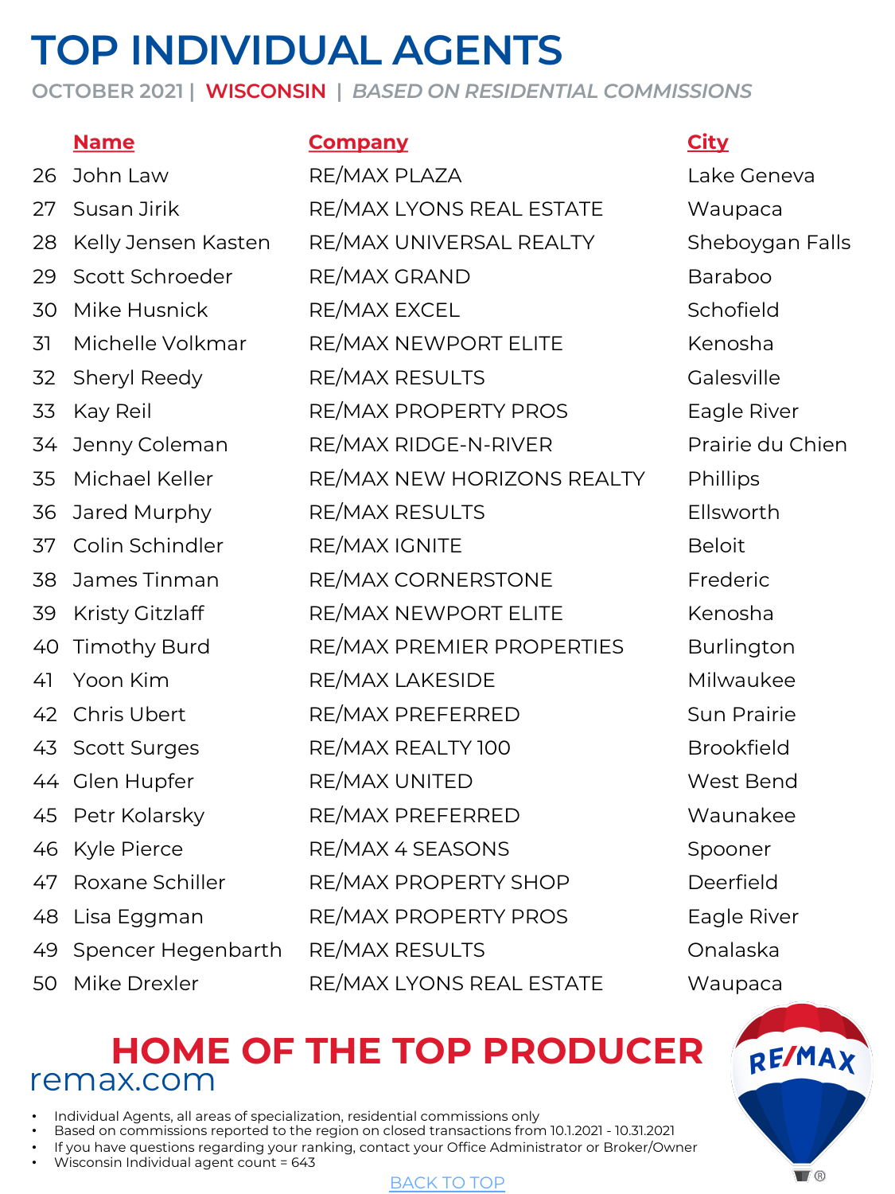# TOP INDIVIDUAL AGENTS

OCTOBER 2021 | WISCONSIN | *BASED ON RESIDENTIAL COMMISSIONS*

| | Name | Company | City |
|---|---|---|---|
| 26 | John Law | RE/MAX PLAZA | Lake Geneva |
| 27 | Susan Jirik | RE/MAX LYONS REAL ESTATE | Waupaca |
| 28 | Kelly Jensen Kasten | RE/MAX UNIVERSAL REALTY | Sheboygan Falls |
| 29 | Scott Schroeder | RE/MAX GRAND | Baraboo |
| 30 | Mike Husnick | RE/MAX EXCEL | Schofield |
| 31 | Michelle Volkmar | RE/MAX NEWPORT ELITE | Kenosha |
| 32 | Sheryl Reedy | RE/MAX RESULTS | Galesville |
| 33 | Kay Reil | RE/MAX PROPERTY PROS | Eagle River |
| 34 | Jenny Coleman | RE/MAX RIDGE-N-RIVER | Prairie du Chien |
| 35 | Michael Keller | RE/MAX NEW HORIZONS REALTY | Phillips |
| 36 | Jared Murphy | RE/MAX RESULTS | Ellsworth |
| 37 | Colin Schindler | RE/MAX IGNITE | Beloit |
| 38 | James Tinman | RE/MAX CORNERSTONE | Frederic |
| 39 | Kristy Gitzlaff | RE/MAX NEWPORT ELITE | Kenosha |
| 40 | Timothy Burd | RE/MAX PREMIER PROPERTIES | Burlington |
| 41 | Yoon Kim | RE/MAX LAKESIDE | Milwaukee |
| 42 | Chris Ubert | RE/MAX PREFERRED | Sun Prairie |
| 43 | Scott Surges | RE/MAX REALTY 100 | Brookfield |
| 44 | Glen Hupfer | RE/MAX UNITED | West Bend |
| 45 | Petr Kolarsky | RE/MAX PREFERRED | Waunakee |
| 46 | Kyle Pierce | RE/MAX 4 SEASONS | Spooner |
| 47 | Roxane Schiller | RE/MAX PROPERTY SHOP | Deerfield |
| 48 | Lisa Eggman | RE/MAX PROPERTY PROS | Eagle River |
| 49 | Spencer Hegenbarth | RE/MAX RESULTS | Onalaska |
| 50 | Mike Drexler | RE/MAX LYONS REAL ESTATE | Waupaca |

## HOME OF THE TOP PRODUCER

remax.com

- Individual Agents, all areas of specialization, residential commissions only
- Based on commissions reported to the region on closed transactions from 10.1.2021 - 10.31.2021
- If you have questions regarding your ranking, contact your Office Administrator or Broker/Owner
- Wisconsin Individual agent count = 643

BACK TO TOP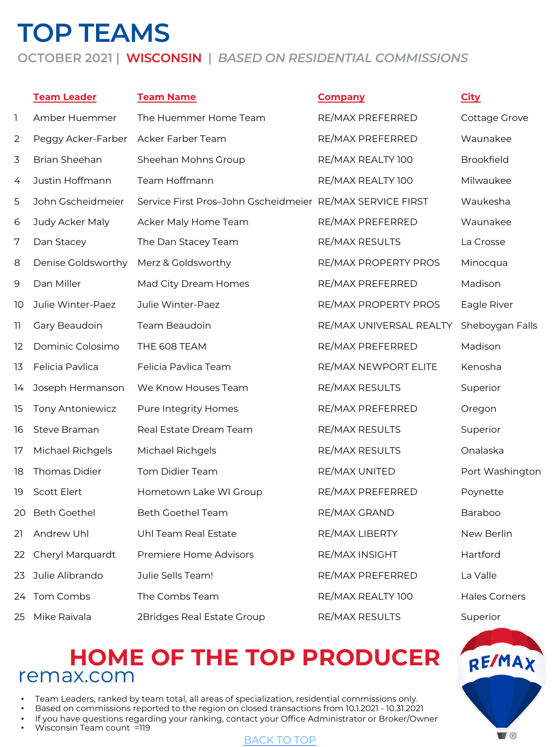# TOP TEAMS

OCTOBER 2021 | **WISCONSIN** | *BASED ON RESIDENTIAL COMMISSIONS*

| | Team Leader | Team Name | Company | City |
|---|---|---|---|---|
| 1 | Amber Huemmer | The Huemmer Home Team | RE/MAX PREFERRED | Cottage Grove |
| 2 | Peggy Acker-Farber | Acker Farber Team | RE/MAX PREFERRED | Waunakee |
| 3 | Brian Sheehan | Sheehan Mohns Group | RE/MAX REALTY 100 | Brookfield |
| 4 | Justin Hoffmann | Team Hoffmann | RE/MAX REALTY 100 | Milwaukee |
| 5 | John Gscheidmeier | Service First Pros–John Gscheidmeier | RE/MAX SERVICE FIRST | Waukesha |
| 6 | Judy Acker Maly | Acker Maly Home Team | RE/MAX PREFERRED | Waunakee |
| 7 | Dan Stacey | The Dan Stacey Team | RE/MAX RESULTS | La Crosse |
| 8 | Denise Goldsworthy | Merz & Goldsworthy | RE/MAX PROPERTY PROS | Minocqua |
| 9 | Dan Miller | Mad City Dream Homes | RE/MAX PREFERRED | Madison |
| 10 | Julie Winter-Paez | Julie Winter-Paez | RE/MAX PROPERTY PROS | Eagle River |
| 11 | Gary Beaudoin | Team Beaudoin | RE/MAX UNIVERSAL REALTY | Sheboygan Falls |
| 12 | Dominic Colosimo | THE 608 TEAM | RE/MAX PREFERRED | Madison |
| 13 | Felicia Pavlica | Felicia Pavlica Team | RE/MAX NEWPORT ELITE | Kenosha |
| 14 | Joseph Hermanson | We Know Houses Team | RE/MAX RESULTS | Superior |
| 15 | Tony Antoniewicz | Pure Integrity Homes | RE/MAX PREFERRED | Oregon |
| 16 | Steve Braman | Real Estate Dream Team | RE/MAX RESULTS | Superior |
| 17 | Michael Richgels | Michael Richgels | RE/MAX RESULTS | Onalaska |
| 18 | Thomas Didier | Tom Didier Team | RE/MAX UNITED | Port Washington |
| 19 | Scott Elert | Hometown Lake WI Group | RE/MAX PREFERRED | Poynette |
| 20 | Beth Goethel | Beth Goethel Team | RE/MAX GRAND | Baraboo |
| 21 | Andrew Uhl | Uhl Team Real Estate | RE/MAX LIBERTY | New Berlin |
| 22 | Cheryl Marquardt | Premiere Home Advisors | RE/MAX INSIGHT | Hartford |
| 23 | Julie Alibrando | Julie Sells Team! | RE/MAX PREFERRED | La Valle |
| 24 | Tom Combs | The Combs Team | RE/MAX REALTY 100 | Hales Corners |
| 25 | Mike Raivala | 2Bridges Real Estate Group | RE/MAX RESULTS | Superior |

## HOME OF THE TOP PRODUCER

remax.com

- Team Leaders, ranked by team total, all areas of specialization, residential commissions only.
- Based on commissions reported to the region on closed transactions from 10.1.2021 - 10.31.2021
- If you have questions regarding your ranking, contact your Office Administrator or Broker/Owner
- Wisconsin Team count =119

BACK TO TOP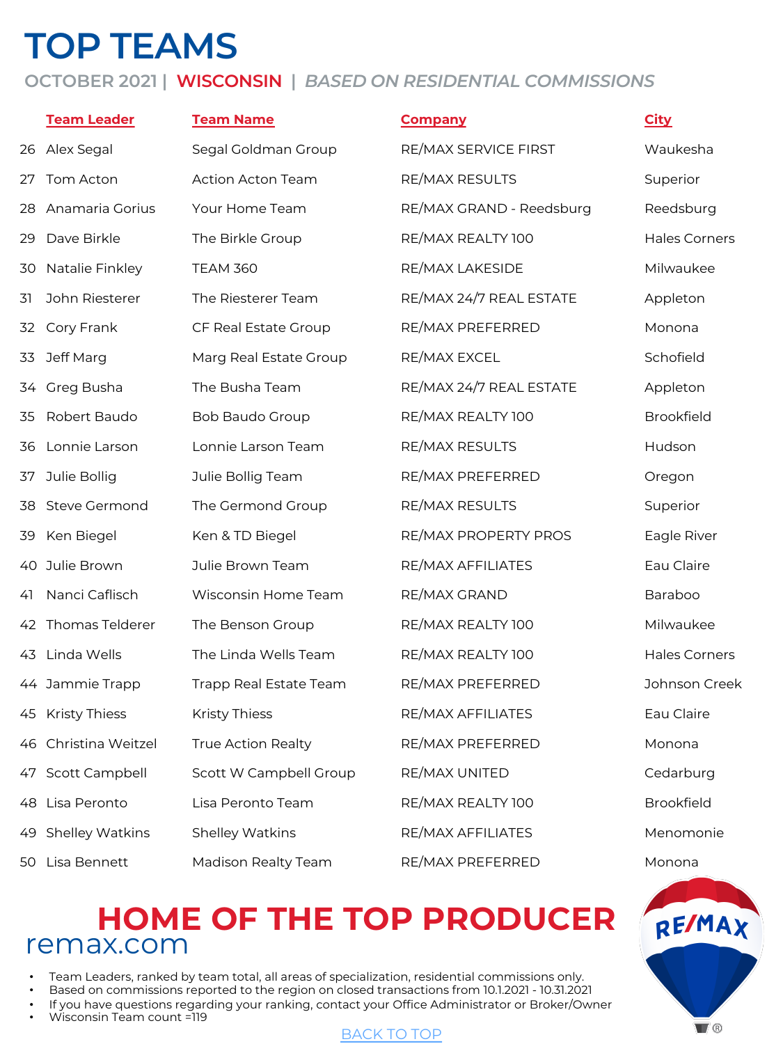# TOP TEAMS

OCTOBER 2021 | WISCONSIN | *BASED ON RESIDENTIAL COMMISSIONS*

| | Team Leader | Team Name | Company | City |
|---|---|---|---|---|
| 26 | Alex Segal | Segal Goldman Group | RE/MAX SERVICE FIRST | Waukesha |
| 27 | Tom Acton | Action Acton Team | RE/MAX RESULTS | Superior |
| 28 | Anamaria Gorius | Your Home Team | RE/MAX GRAND - Reedsburg | Reedsburg |
| 29 | Dave Birkle | The Birkle Group | RE/MAX REALTY 100 | Hales Corners |
| 30 | Natalie Finkley | TEAM 360 | RE/MAX LAKESIDE | Milwaukee |
| 31 | John Riesterer | The Riesterer Team | RE/MAX 24/7 REAL ESTATE | Appleton |
| 32 | Cory Frank | CF Real Estate Group | RE/MAX PREFERRED | Monona |
| 33 | Jeff Marg | Marg Real Estate Group | RE/MAX EXCEL | Schofield |
| 34 | Greg Busha | The Busha Team | RE/MAX 24/7 REAL ESTATE | Appleton |
| 35 | Robert Baudo | Bob Baudo Group | RE/MAX REALTY 100 | Brookfield |
| 36 | Lonnie Larson | Lonnie Larson Team | RE/MAX RESULTS | Hudson |
| 37 | Julie Bollig | Julie Bollig Team | RE/MAX PREFERRED | Oregon |
| 38 | Steve Germond | The Germond Group | RE/MAX RESULTS | Superior |
| 39 | Ken Biegel | Ken & TD Biegel | RE/MAX PROPERTY PROS | Eagle River |
| 40 | Julie Brown | Julie Brown Team | RE/MAX AFFILIATES | Eau Claire |
| 41 | Nanci Caflisch | Wisconsin Home Team | RE/MAX GRAND | Baraboo |
| 42 | Thomas Telderer | The Benson Group | RE/MAX REALTY 100 | Milwaukee |
| 43 | Linda Wells | The Linda Wells Team | RE/MAX REALTY 100 | Hales Corners |
| 44 | Jammie Trapp | Trapp Real Estate Team | RE/MAX PREFERRED | Johnson Creek |
| 45 | Kristy Thiess | Kristy Thiess | RE/MAX AFFILIATES | Eau Claire |
| 46 | Christina Weitzel | True Action Realty | RE/MAX PREFERRED | Monona |
| 47 | Scott Campbell | Scott W Campbell Group | RE/MAX UNITED | Cedarburg |
| 48 | Lisa Peronto | Lisa Peronto Team | RE/MAX REALTY 100 | Brookfield |
| 49 | Shelley Watkins | Shelley Watkins | RE/MAX AFFILIATES | Menomonie |
| 50 | Lisa Bennett | Madison Realty Team | RE/MAX PREFERRED | Monona |

## HOME OF THE TOP PRODUCER

remax.com

- Team Leaders, ranked by team total, all areas of specialization, residential commissions only.
- Based on commissions reported to the region on closed transactions from 10.1.2021 - 10.31.2021
- If you have questions regarding your ranking, contact your Office Administrator or Broker/Owner
- Wisconsin Team count =119

BACK TO TOP